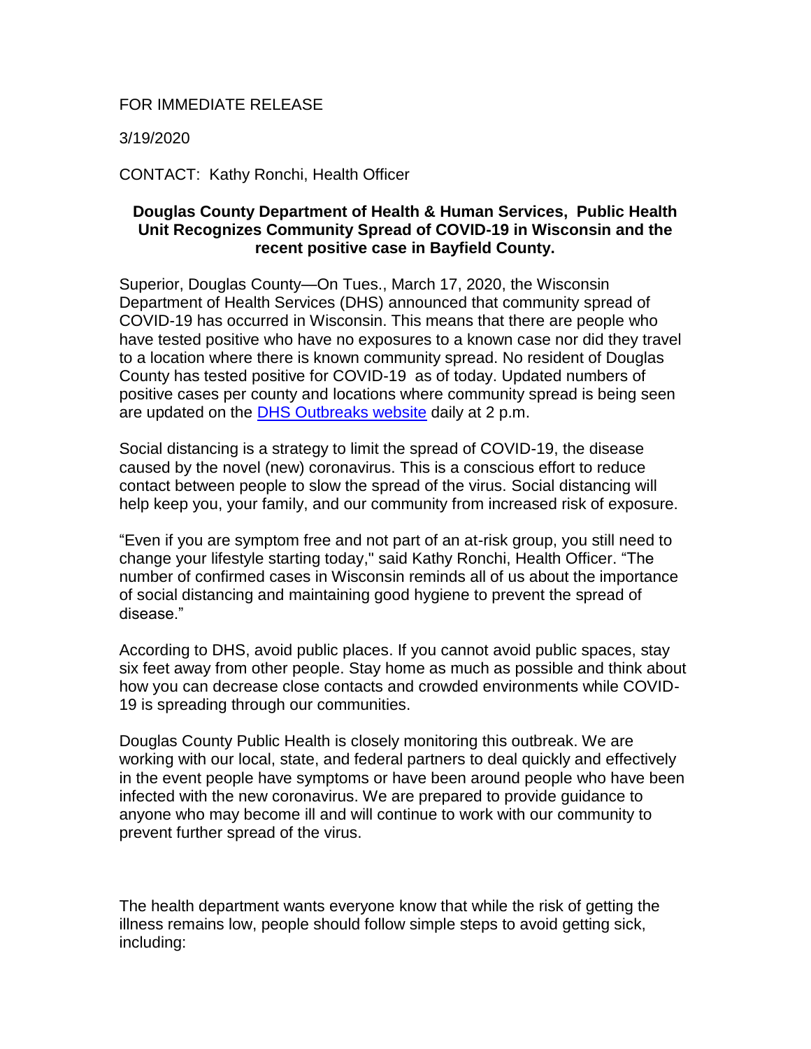FOR IMMEDIATE RELEASE

3/19/2020

CONTACT: Kathy Ronchi, Health Officer

**Douglas County Department of Health & Human Services, Public Health Unit Recognizes Community Spread of COVID-19 in Wisconsin and the recent positive case in Bayfield County.**

Superior, Douglas County—On Tues., March 17, 2020, the Wisconsin Department of Health Services (DHS) announced that community spread of COVID-19 has occurred in Wisconsin. This means that there are people who have tested positive who have no exposures to a known case nor did they travel to a location where there is known community spread. No resident of Douglas County has tested positive for COVID-19 as of today. Updated numbers of positive cases per county and locations where community spread is being seen are updated on the DHS Outbreaks website daily at 2 p.m.

Social distancing is a strategy to limit the spread of COVID-19, the disease caused by the novel (new) coronavirus. This is a conscious effort to reduce contact between people to slow the spread of the virus. Social distancing will help keep you, your family, and our community from increased risk of exposure.

"Even if you are symptom free and not part of an at-risk group, you still need to change your lifestyle starting today," said Kathy Ronchi, Health Officer. "The number of confirmed cases in Wisconsin reminds all of us about the importance of social distancing and maintaining good hygiene to prevent the spread of disease."

According to DHS, avoid public places. If you cannot avoid public spaces, stay six feet away from other people. Stay home as much as possible and think about how you can decrease close contacts and crowded environments while COVID-19 is spreading through our communities.

Douglas County Public Health is closely monitoring this outbreak. We are working with our local, state, and federal partners to deal quickly and effectively in the event people have symptoms or have been around people who have been infected with the new coronavirus. We are prepared to provide guidance to anyone who may become ill and will continue to work with our community to prevent further spread of the virus.

The health department wants everyone know that while the risk of getting the illness remains low, people should follow simple steps to avoid getting sick, including: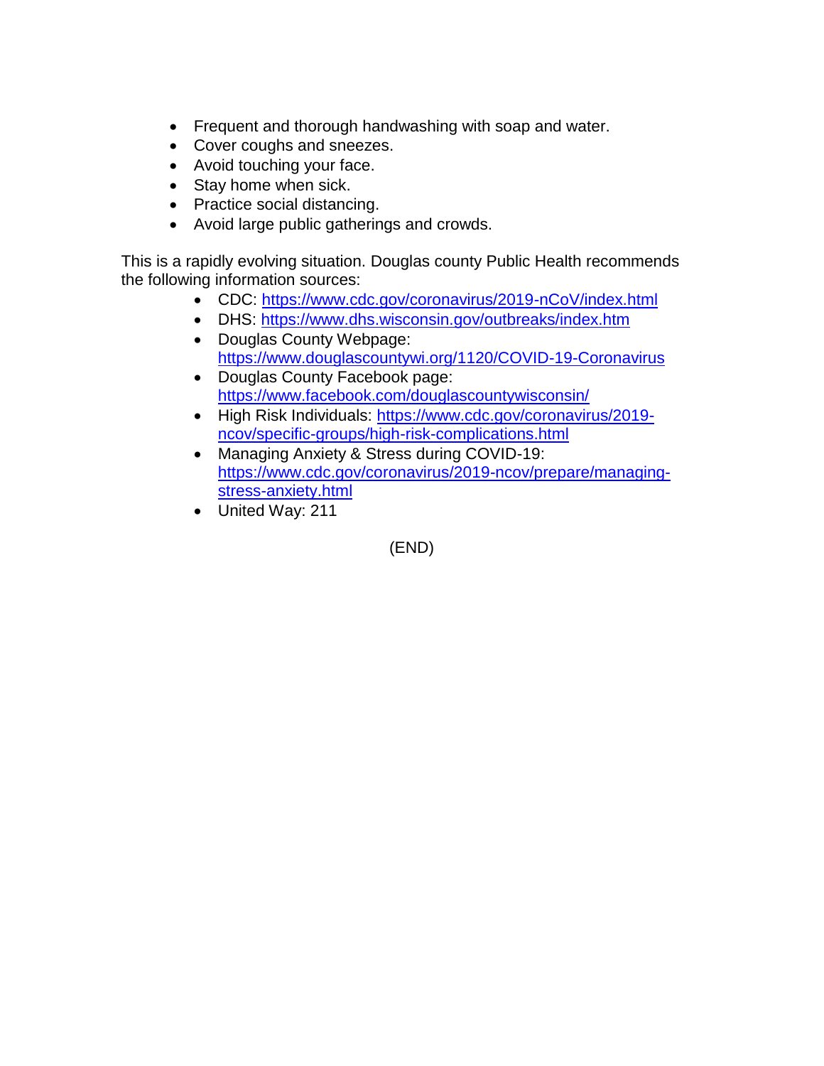- Frequent and thorough handwashing with soap and water.
- Cover coughs and sneezes.
- Avoid touching your face.
- Stay home when sick.
- Practice social distancing.
- Avoid large public gatherings and crowds.

This is a rapidly evolving situation. Douglas county Public Health recommends the following information sources:

- CDC: https://www.cdc.gov/coronavirus/2019-nCoV/index.html
- DHS: https://www.dhs.wisconsin.gov/outbreaks/index.htm
- Douglas County Webpage: https://www.douglascountywi.org/1120/COVID-19-Coronavirus
- Douglas County Facebook page: https://www.facebook.com/douglascountywisconsin/
- High Risk Individuals: https://www.cdc.gov/coronavirus/2019-ncov/specific-groups/high-risk-complications.html
- Managing Anxiety & Stress during COVID-19: https://www.cdc.gov/coronavirus/2019-ncov/prepare/managing-stress-anxiety.html
- United Way: 211

(END)